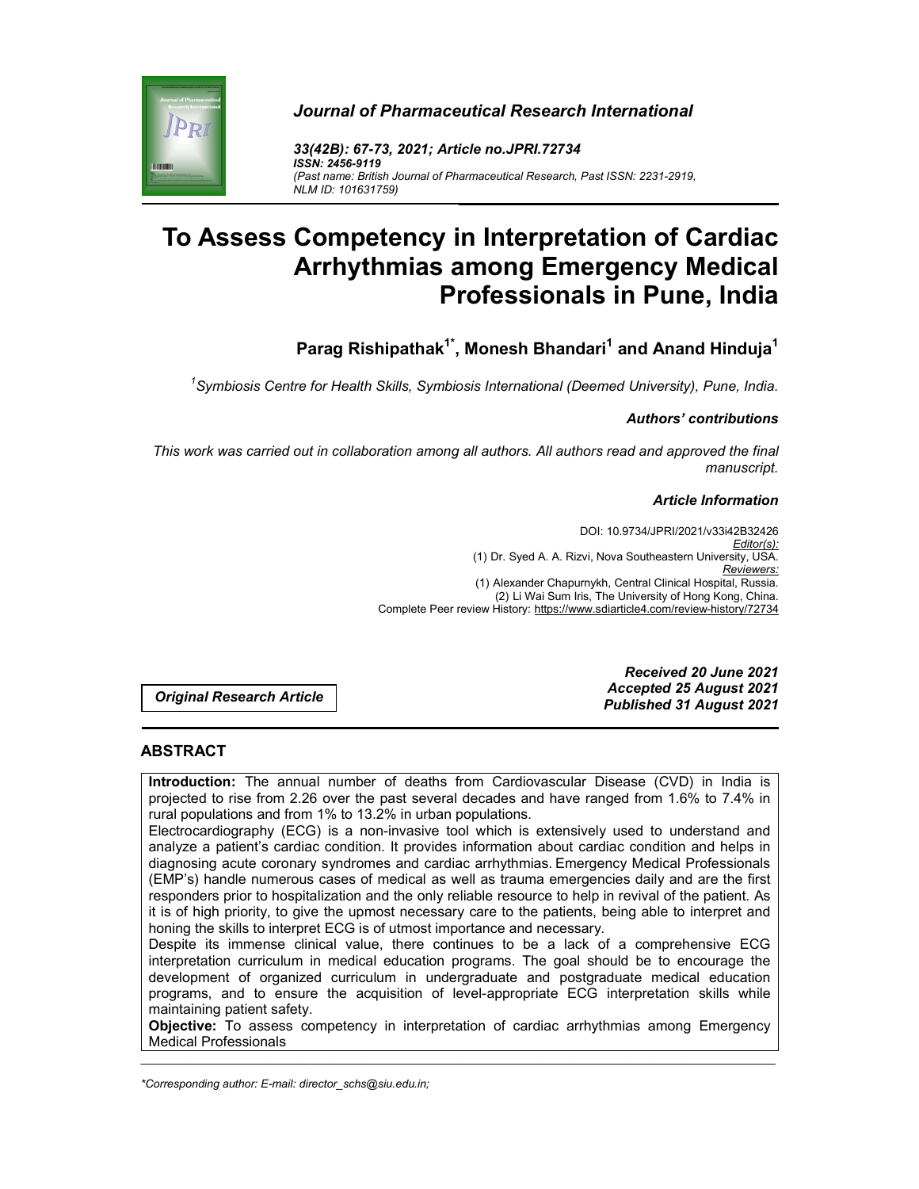*Journal of Pharmaceutical Research International*

*33(42B): 67-73, 2021; Article no.JPRI.72734*
***ISSN: 2456-9119***
*(Past name: British Journal of Pharmaceutical Research, Past ISSN: 2231-2919, NLM ID: 101631759)*

# To Assess Competency in Interpretation of Cardiac Arrhythmias among Emergency Medical Professionals in Pune, India

**Parag Rishipathak[1*], Monesh Bhandari[1] and Anand Hinduja[1]**

*[1]Symbiosis Centre for Health Skills, Symbiosis International (Deemed University), Pune, India.*

***Authors' contributions***

*This work was carried out in collaboration among all authors. All authors read and approved the final manuscript.*

***Article Information***

DOI: 10.9734/JPRI/2021/v33i42B32426
*Editor(s):*
(1) Dr. Syed A. A. Rizvi, Nova Southeastern University, USA.
*Reviewers:*
(1) Alexander Chapurnykh, Central Clinical Hospital, Russia.
(2) Li Wai Sum Iris, The University of Hong Kong, China.
Complete Peer review History: https://www.sdiarticle4.com/review-history/72734

***Original Research Article***

***Received 20 June 2021***
***Accepted 25 August 2021***
***Published 31 August 2021***

## ABSTRACT

**Introduction:** The annual number of deaths from Cardiovascular Disease (CVD) in India is projected to rise from 2.26 over the past several decades and have ranged from 1.6% to 7.4% in rural populations and from 1% to 13.2% in urban populations.

Electrocardiography (ECG) is a non-invasive tool which is extensively used to understand and analyze a patient's cardiac condition. It provides information about cardiac condition and helps in diagnosing acute coronary syndromes and cardiac arrhythmias. Emergency Medical Professionals (EMP's) handle numerous cases of medical as well as trauma emergencies daily and are the first responders prior to hospitalization and the only reliable resource to help in revival of the patient. As it is of high priority, to give the upmost necessary care to the patients, being able to interpret and honing the skills to interpret ECG is of utmost importance and necessary.

Despite its immense clinical value, there continues to be a lack of a comprehensive ECG interpretation curriculum in medical education programs. The goal should be to encourage the development of organized curriculum in undergraduate and postgraduate medical education programs, and to ensure the acquisition of level-appropriate ECG interpretation skills while maintaining patient safety.

**Objective:** To assess competency in interpretation of cardiac arrhythmias among Emergency Medical Professionals

*\*Corresponding author: E-mail: director_schs@siu.edu.in;*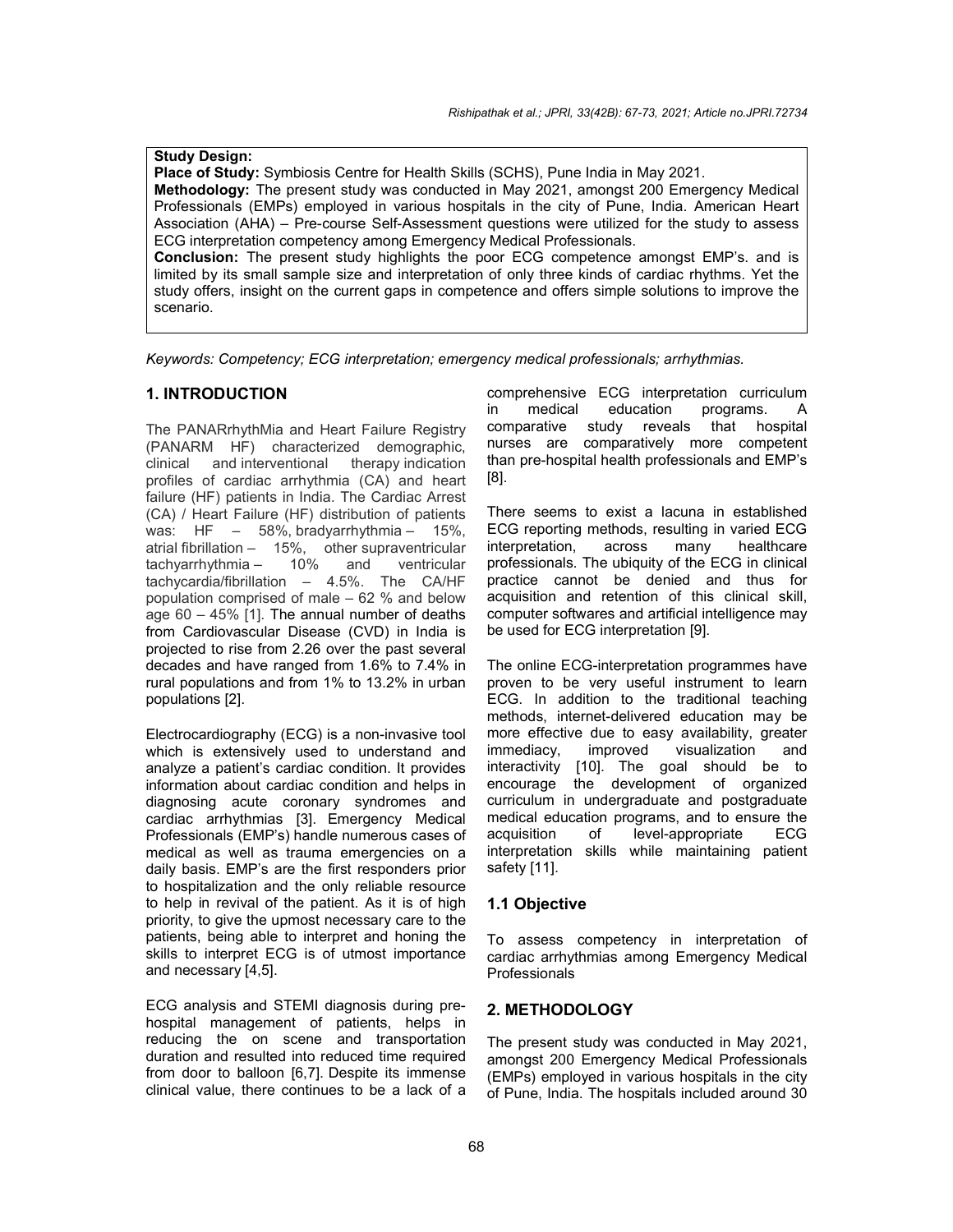**Study Design:**

**Place of Study:** Symbiosis Centre for Health Skills (SCHS), Pune India in May 2021.

**Methodology:** The present study was conducted in May 2021, amongst 200 Emergency Medical Professionals (EMPs) employed in various hospitals in the city of Pune, India. American Heart Association (AHA) – Pre-course Self-Assessment questions were utilized for the study to assess ECG interpretation competency among Emergency Medical Professionals.

**Conclusion:** The present study highlights the poor ECG competence amongst EMP's. and is limited by its small sample size and interpretation of only three kinds of cardiac rhythms. Yet the study offers, insight on the current gaps in competence and offers simple solutions to improve the scenario.

*Keywords: Competency; ECG interpretation; emergency medical professionals; arrhythmias.*

## 1. INTRODUCTION

The PANARrhythMia and Heart Failure Registry (PANARM HF) characterized demographic, clinical and interventional therapy indication profiles of cardiac arrhythmia (CA) and heart failure (HF) patients in India. The Cardiac Arrest (CA) / Heart Failure (HF) distribution of patients was: HF – 58%, bradyarrhythmia – 15%, atrial fibrillation – 15%, other supraventricular tachyarrhythmia – 10% and ventricular tachycardia/fibrillation – 4.5%. The CA/HF population comprised of male – 62 % and below age 60 – 45% [1]. The annual number of deaths from Cardiovascular Disease (CVD) in India is projected to rise from 2.26 over the past several decades and have ranged from 1.6% to 7.4% in rural populations and from 1% to 13.2% in urban populations [2].

Electrocardiography (ECG) is a non-invasive tool which is extensively used to understand and analyze a patient's cardiac condition. It provides information about cardiac condition and helps in diagnosing acute coronary syndromes and cardiac arrhythmias [3]. Emergency Medical Professionals (EMP's) handle numerous cases of medical as well as trauma emergencies on a daily basis. EMP's are the first responders prior to hospitalization and the only reliable resource to help in revival of the patient. As it is of high priority, to give the upmost necessary care to the patients, being able to interpret and honing the skills to interpret ECG is of utmost importance and necessary [4,5].

ECG analysis and STEMI diagnosis during pre-hospital management of patients, helps in reducing the on scene and transportation duration and resulted into reduced time required from door to balloon [6,7]. Despite its immense clinical value, there continues to be a lack of a comprehensive ECG interpretation curriculum in medical education programs. A comparative study reveals that hospital nurses are comparatively more competent than pre-hospital health professionals and EMP's [8].

There seems to exist a lacuna in established ECG reporting methods, resulting in varied ECG interpretation, across many healthcare professionals. The ubiquity of the ECG in clinical practice cannot be denied and thus for acquisition and retention of this clinical skill, computer softwares and artificial intelligence may be used for ECG interpretation [9].

The online ECG-interpretation programmes have proven to be very useful instrument to learn ECG. In addition to the traditional teaching methods, internet-delivered education may be more effective due to easy availability, greater immediacy, improved visualization and interactivity [10]. The goal should be to encourage the development of organized curriculum in undergraduate and postgraduate medical education programs, and to ensure the acquisition of level-appropriate ECG interpretation skills while maintaining patient safety [11].

### 1.1 Objective

To assess competency in interpretation of cardiac arrhythmias among Emergency Medical Professionals

## 2. METHODOLOGY

The present study was conducted in May 2021, amongst 200 Emergency Medical Professionals (EMPs) employed in various hospitals in the city of Pune, India. The hospitals included around 30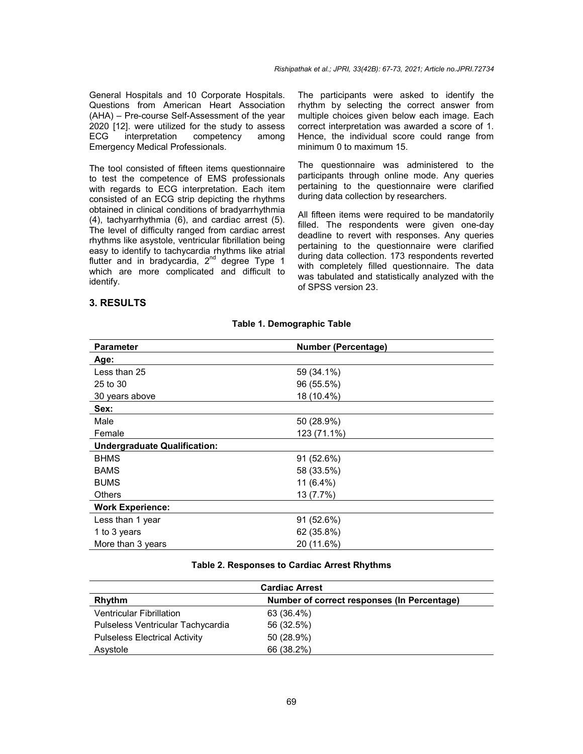General Hospitals and 10 Corporate Hospitals. Questions from American Heart Association (AHA) – Pre-course Self-Assessment of the year 2020 [12]. were utilized for the study to assess ECG interpretation competency among Emergency Medical Professionals.

The tool consisted of fifteen items questionnaire to test the competence of EMS professionals with regards to ECG interpretation. Each item consisted of an ECG strip depicting the rhythms obtained in clinical conditions of bradyarrhythmia (4), tachyarrhythmia (6), and cardiac arrest (5). The level of difficulty ranged from cardiac arrest rhythms like asystole, ventricular fibrillation being easy to identify to tachycardia rhythms like atrial flutter and in bradycardia, 2nd degree Type 1 which are more complicated and difficult to identify.

The participants were asked to identify the rhythm by selecting the correct answer from multiple choices given below each image. Each correct interpretation was awarded a score of 1. Hence, the individual score could range from minimum 0 to maximum 15.

The questionnaire was administered to the participants through online mode. Any queries pertaining to the questionnaire were clarified during data collection by researchers.

All fifteen items were required to be mandatorily filled. The respondents were given one-day deadline to revert with responses. Any queries pertaining to the questionnaire were clarified during data collection. 173 respondents reverted with completely filled questionnaire. The data was tabulated and statistically analyzed with the of SPSS version 23.

## 3. RESULTS

**Table 1. Demographic Table**

| Parameter | Number (Percentage) |
|---|---|
| **Age:** | |
| Less than 25 | 59 (34.1%) |
| 25 to 30 | 96 (55.5%) |
| 30 years above | 18 (10.4%) |
| **Sex:** | |
| Male | 50 (28.9%) |
| Female | 123 (71.1%) |
| **Undergraduate Qualification:** | |
| BHMS | 91 (52.6%) |
| BAMS | 58 (33.5%) |
| BUMS | 11 (6.4%) |
| Others | 13 (7.7%) |
| **Work Experience:** | |
| Less than 1 year | 91 (52.6%) |
| 1 to 3 years | 62 (35.8%) |
| More than 3 years | 20 (11.6%) |

**Table 2. Responses to Cardiac Arrest Rhythms**

| Cardiac Arrest | |
|---|---|
| **Rhythm** | **Number of correct responses (In Percentage)** |
| Ventricular Fibrillation | 63 (36.4%) |
| Pulseless Ventricular Tachycardia | 56 (32.5%) |
| Pulseless Electrical Activity | 50 (28.9%) |
| Asystole | 66 (38.2%) |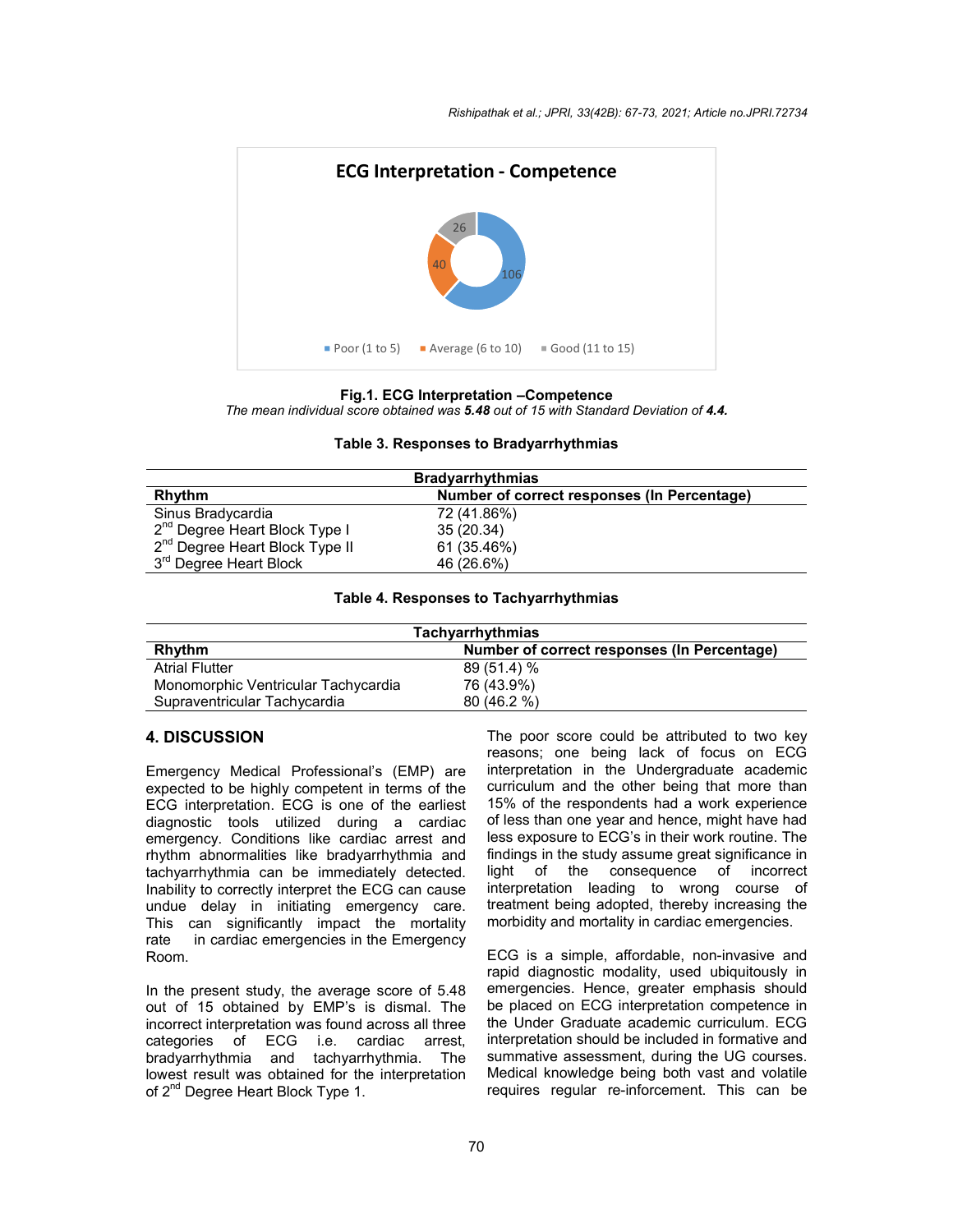ECG Interpretation - Competence

106, 40, 26

Poor (1 to 5) | Average (6 to 10) | Good (11 to 15)

**Fig.1. ECG Interpretation –Competence**

*The mean individual score obtained was **5.48** out of 15 with Standard Deviation of **4.4.***

**Table 3. Responses to Bradyarrhythmias**

| Bradyarrhythmias | |
|---|---|
| **Rhythm** | **Number of correct responses (In Percentage)** |
| Sinus Bradycardia | 72 (41.86%) |
| 2nd Degree Heart Block Type I | 35 (20.34) |
| 2nd Degree Heart Block Type II | 61 (35.46%) |
| 3rd Degree Heart Block | 46 (26.6%) |

**Table 4. Responses to Tachyarrhythmias**

| Tachyarrhythmias | |
|---|---|
| **Rhythm** | **Number of correct responses (In Percentage)** |
| Atrial Flutter | 89 (51.4) % |
| Monomorphic Ventricular Tachycardia | 76 (43.9%) |
| Supraventricular Tachycardia | 80 (46.2 %) |

## 4. DISCUSSION

Emergency Medical Professional's (EMP) are expected to be highly competent in terms of the ECG interpretation. ECG is one of the earliest diagnostic tools utilized during a cardiac emergency. Conditions like cardiac arrest and rhythm abnormalities like bradyarrhythmia and tachyarrhythmia can be immediately detected. Inability to correctly interpret the ECG can cause undue delay in initiating emergency care. This can significantly impact the mortality rate in cardiac emergencies in the Emergency Room.

In the present study, the average score of 5.48 out of 15 obtained by EMP's is dismal. The incorrect interpretation was found across all three categories of ECG i.e. cardiac arrest, bradyarrhythmia and tachyarrhythmia. The lowest result was obtained for the interpretation of 2nd Degree Heart Block Type 1.

The poor score could be attributed to two key reasons; one being lack of focus on ECG interpretation in the Undergraduate academic curriculum and the other being that more than 15% of the respondents had a work experience of less than one year and hence, might have had less exposure to ECG's in their work routine. The findings in the study assume great significance in light of the consequence of incorrect interpretation leading to wrong course of treatment being adopted, thereby increasing the morbidity and mortality in cardiac emergencies.

ECG is a simple, affordable, non-invasive and rapid diagnostic modality, used ubiquitously in emergencies. Hence, greater emphasis should be placed on ECG interpretation competence in the Under Graduate academic curriculum. ECG interpretation should be included in formative and summative assessment, during the UG courses. Medical knowledge being both vast and volatile requires regular re-inforcement. This can be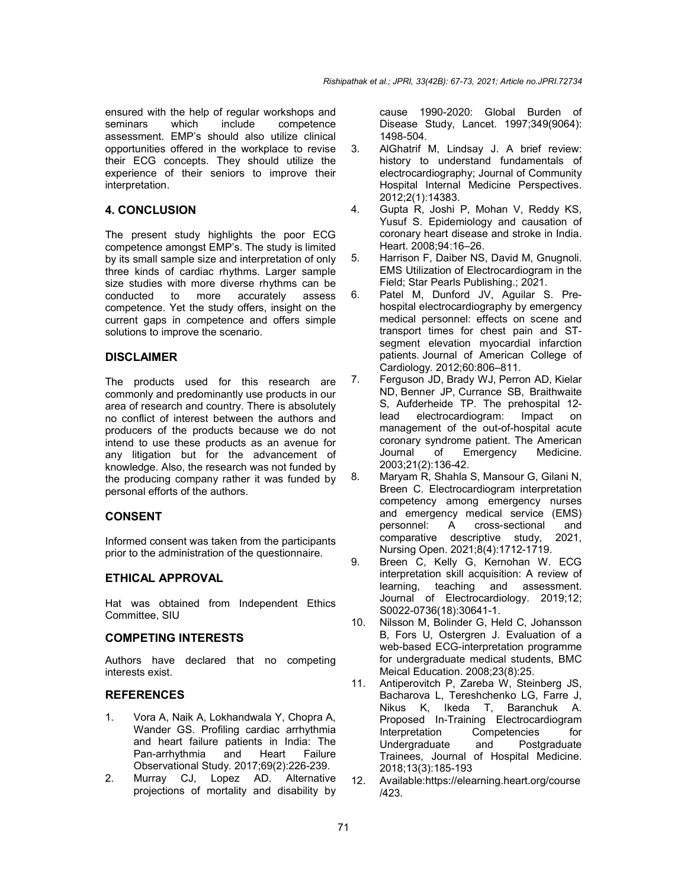ensured with the help of regular workshops and seminars which include competence assessment. EMP's should also utilize clinical opportunities offered in the workplace to revise their ECG concepts. They should utilize the experience of their seniors to improve their interpretation.

## 4. CONCLUSION

The present study highlights the poor ECG competence amongst EMP's. The study is limited by its small sample size and interpretation of only three kinds of cardiac rhythms. Larger sample size studies with more diverse rhythms can be conducted to more accurately assess competence. Yet the study offers, insight on the current gaps in competence and offers simple solutions to improve the scenario.

## DISCLAIMER

The products used for this research are commonly and predominantly use products in our area of research and country. There is absolutely no conflict of interest between the authors and producers of the products because we do not intend to use these products as an avenue for any litigation but for the advancement of knowledge. Also, the research was not funded by the producing company rather it was funded by personal efforts of the authors.

## CONSENT

Informed consent was taken from the participants prior to the administration of the questionnaire.

## ETHICAL APPROVAL

Hat was obtained from Independent Ethics Committee, SIU

## COMPETING INTERESTS

Authors have declared that no competing interests exist.

## REFERENCES

1. Vora A, Naik A, Lokhandwala Y, Chopra A, Wander GS. Profiling cardiac arrhythmia and heart failure patients in India: The Pan-arrhythmia and Heart Failure Observational Study. 2017;69(2):226-239.
2. Murray CJ, Lopez AD. Alternative projections of mortality and disability by cause 1990-2020: Global Burden of Disease Study, Lancet. 1997;349(9064): 1498-504.
3. AlGhatrif M, Lindsay J. A brief review: history to understand fundamentals of electrocardiography; Journal of Community Hospital Internal Medicine Perspectives. 2012;2(1):14383.
4. Gupta R, Joshi P, Mohan V, Reddy KS, Yusuf S. Epidemiology and causation of coronary heart disease and stroke in India. Heart. 2008;94:16–26.
5. Harrison F, Daiber NS, David M, Gnugnoli. EMS Utilization of Electrocardiogram in the Field; Star Pearls Publishing.; 2021.
6. Patel M, Dunford JV, Aguilar S. Pre-hospital electrocardiography by emergency medical personnel: effects on scene and transport times for chest pain and ST-segment elevation myocardial infarction patients. Journal of American College of Cardiology. 2012;60:806–811.
7. Ferguson JD, Brady WJ, Perron AD, Kielar ND, Benner JP, Currance SB, Braithwaite S, Aufderheide TP. The prehospital 12-lead electrocardiogram: Impact on management of the out-of-hospital acute coronary syndrome patient. The American Journal of Emergency Medicine. 2003;21(2):136-42.
8. Maryam R, Shahla S, Mansour G, Gilani N, Breen C. Electrocardiogram interpretation competency among emergency nurses and emergency medical service (EMS) personnel: A cross-sectional and comparative descriptive study, 2021, Nursing Open. 2021;8(4):1712-1719.
9. Breen C, Kelly G, Kernohan W. ECG interpretation skill acquisition: A review of learning, teaching and assessment. Journal of Electrocardiology. 2019;12; S0022-0736(18):30641-1.
10. Nilsson M, Bolinder G, Held C, Johansson B, Fors U, Ostergren J. Evaluation of a web-based ECG-interpretation programme for undergraduate medical students, BMC Meical Education. 2008;23(8):25.
11. Antiperovitch P, Zareba W, Steinberg JS, Bacharova L, Tereshchenko LG, Farre J, Nikus K, Ikeda T, Baranchuk A. Proposed In-Training Electrocardiogram Interpretation Competencies for Undergraduate and Postgraduate Trainees, Journal of Hospital Medicine. 2018;13(3):185-193
12. Available:https://elearning.heart.org/course/423.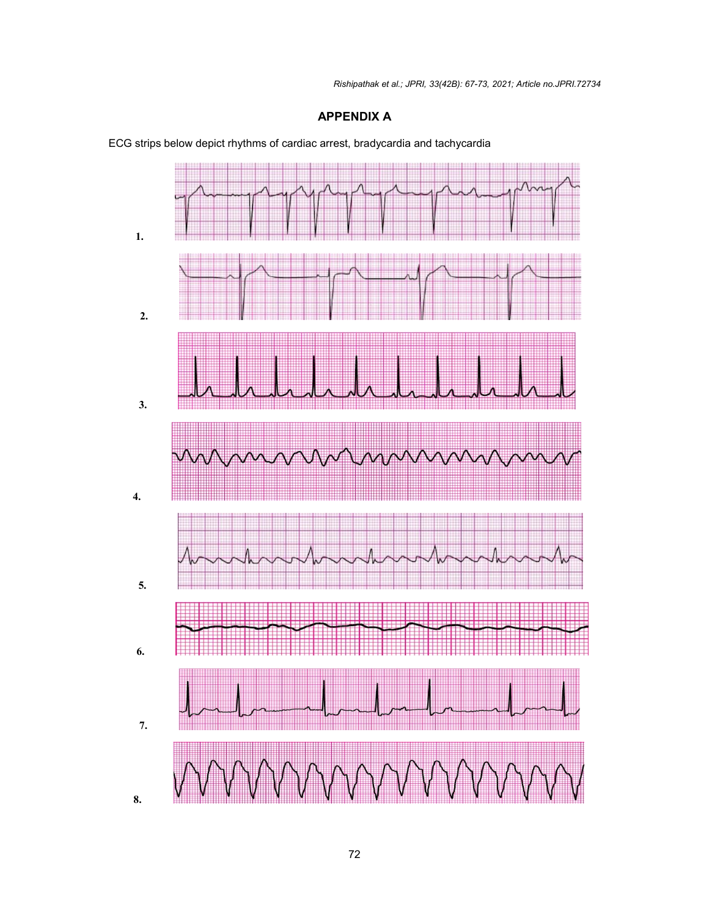## APPENDIX A

ECG strips below depict rhythms of cardiac arrest, bradycardia and tachycardia

1.

2.

3.

4.

5.

6.

7.

8.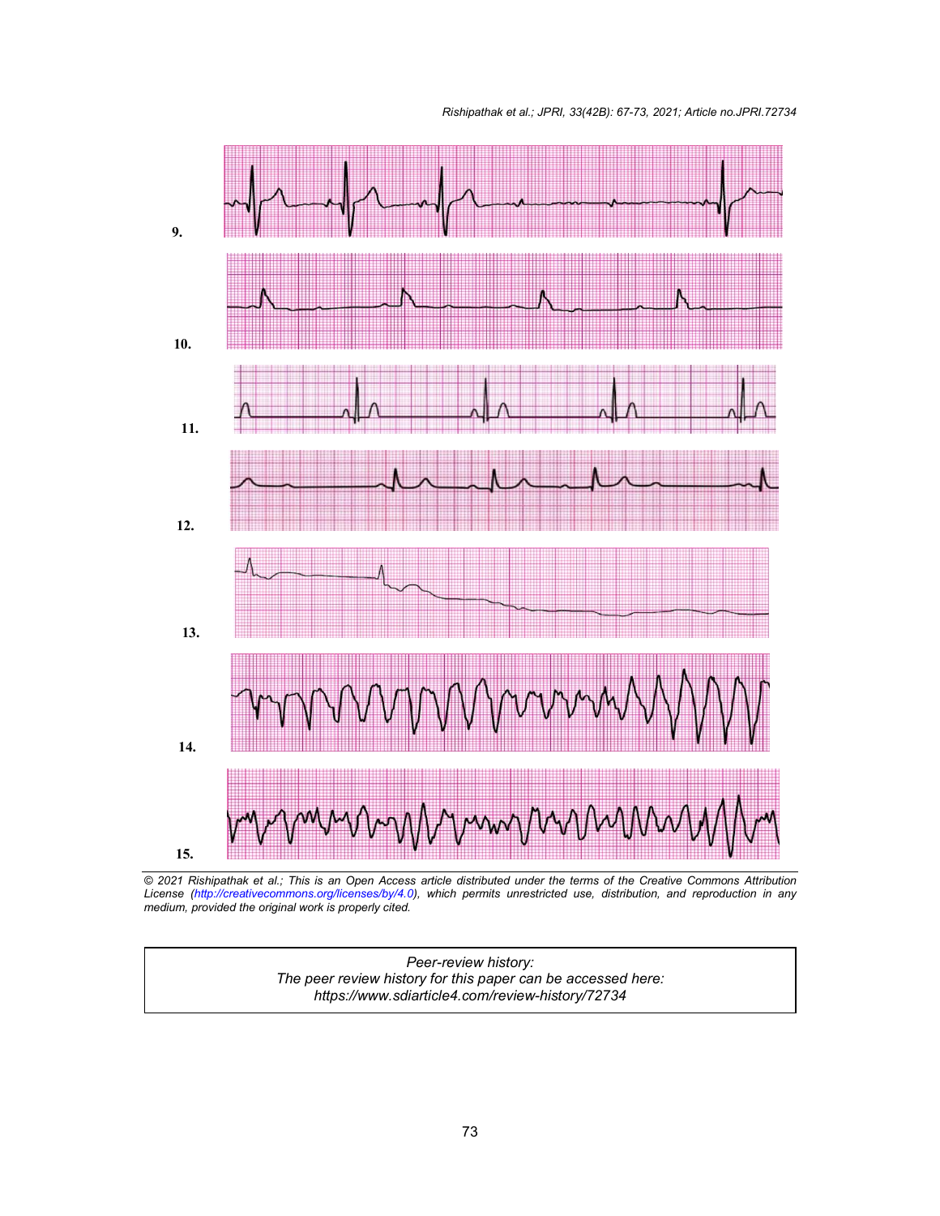9.

10.

11.

12.

13.

14.

15.

---

*© 2021 Rishipathak et al.; This is an Open Access article distributed under the terms of the Creative Commons Attribution License (http://creativecommons.org/licenses/by/4.0), which permits unrestricted use, distribution, and reproduction in any medium, provided the original work is properly cited.*

*Peer-review history:*
*The peer review history for this paper can be accessed here:*
*https://www.sdiarticle4.com/review-history/72734*